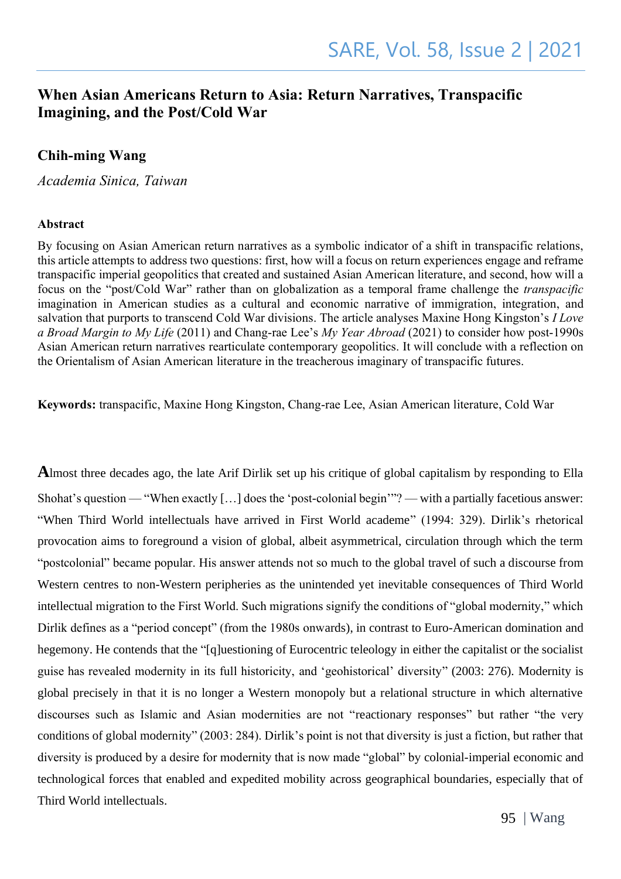# When Asian Americans Return to Asia: Return Narratives, Transpacific Imagining, and the Post/Cold War

**Chih-ming Wang**

*Academia Sinica, Taiwan*

### Abstract

By focusing on Asian American return narratives as a symbolic indicator of a shift in transpacific relations, this article attempts to address two questions: first, how will a focus on return experiences engage and reframe transpacific imperial geopolitics that created and sustained Asian American literature, and second, how will a focus on the "post/Cold War" rather than on globalization as a temporal frame challenge the *transpacific* imagination in American studies as a cultural and economic narrative of immigration, integration, and salvation that purports to transcend Cold War divisions. The article analyses Maxine Hong Kingston's *I Love a Broad Margin to My Life* (2011) and Chang-rae Lee's *My Year Abroad* (2021) to consider how post-1990s Asian American return narratives rearticulate contemporary geopolitics. It will conclude with a reflection on the Orientalism of Asian American literature in the treacherous imaginary of transpacific futures.

**Keywords:** transpacific, Maxine Hong Kingston, Chang-rae Lee, Asian American literature, Cold War

Almost three decades ago, the late Arif Dirlik set up his critique of global capitalism by responding to Ella Shohat's question — "When exactly […] does the 'post-colonial begin'"? — with a partially facetious answer: "When Third World intellectuals have arrived in First World academe" (1994: 329). Dirlik's rhetorical provocation aims to foreground a vision of global, albeit asymmetrical, circulation through which the term "postcolonial" became popular. His answer attends not so much to the global travel of such a discourse from Western centres to non-Western peripheries as the unintended yet inevitable consequences of Third World intellectual migration to the First World. Such migrations signify the conditions of "global modernity," which Dirlik defines as a "period concept" (from the 1980s onwards), in contrast to Euro-American domination and hegemony. He contends that the "[q]uestioning of Eurocentric teleology in either the capitalist or the socialist guise has revealed modernity in its full historicity, and 'geohistorical' diversity" (2003: 276). Modernity is global precisely in that it is no longer a Western monopoly but a relational structure in which alternative discourses such as Islamic and Asian modernities are not "reactionary responses" but rather "the very conditions of global modernity" (2003: 284). Dirlik's point is not that diversity is just a fiction, but rather that diversity is produced by a desire for modernity that is now made "global" by colonial-imperial economic and technological forces that enabled and expedited mobility across geographical boundaries, especially that of Third World intellectuals.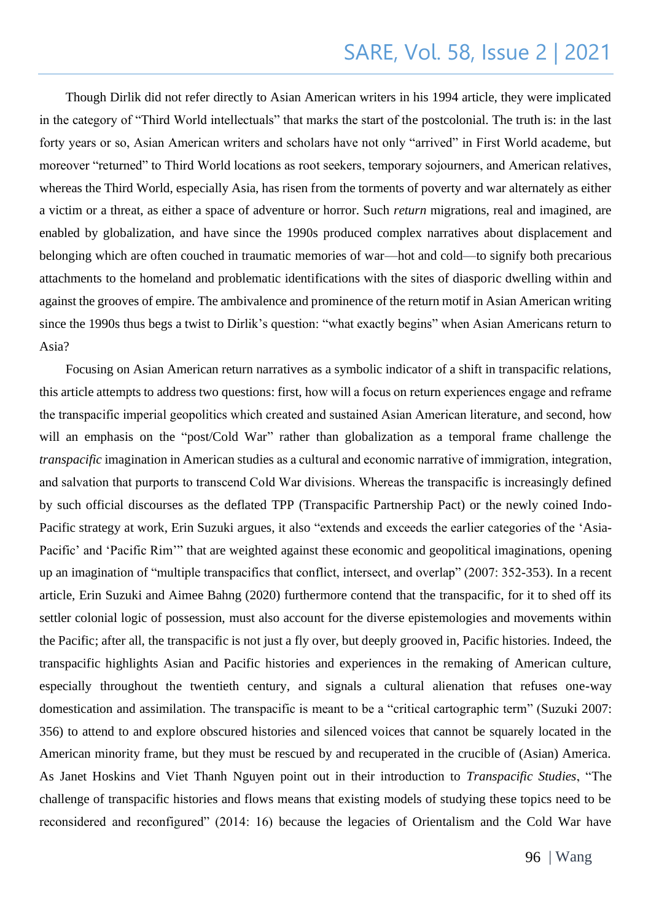Though Dirlik did not refer directly to Asian American writers in his 1994 article, they were implicated in the category of "Third World intellectuals" that marks the start of the postcolonial. The truth is: in the last forty years or so, Asian American writers and scholars have not only "arrived" in First World academe, but moreover "returned" to Third World locations as root seekers, temporary sojourners, and American relatives, whereas the Third World, especially Asia, has risen from the torments of poverty and war alternately as either a victim or a threat, as either a space of adventure or horror. Such *return* migrations, real and imagined, are enabled by globalization, and have since the 1990s produced complex narratives about displacement and belonging which are often couched in traumatic memories of war—hot and cold—to signify both precarious attachments to the homeland and problematic identifications with the sites of diasporic dwelling within and against the grooves of empire. The ambivalence and prominence of the return motif in Asian American writing since the 1990s thus begs a twist to Dirlik's question: "what exactly begins" when Asian Americans return to Asia?

Focusing on Asian American return narratives as a symbolic indicator of a shift in transpacific relations, this article attempts to address two questions: first, how will a focus on return experiences engage and reframe the transpacific imperial geopolitics which created and sustained Asian American literature, and second, how will an emphasis on the "post/Cold War" rather than globalization as a temporal frame challenge the *transpacific* imagination in American studies as a cultural and economic narrative of immigration, integration, and salvation that purports to transcend Cold War divisions. Whereas the transpacific is increasingly defined by such official discourses as the deflated TPP (Transpacific Partnership Pact) or the newly coined Indo-Pacific strategy at work, Erin Suzuki argues, it also "extends and exceeds the earlier categories of the 'Asia-Pacific' and 'Pacific Rim'" that are weighted against these economic and geopolitical imaginations, opening up an imagination of "multiple transpacifics that conflict, intersect, and overlap" (2007: 352-353). In a recent article, Erin Suzuki and Aimee Bahng (2020) furthermore contend that the transpacific, for it to shed off its settler colonial logic of possession, must also account for the diverse epistemologies and movements within the Pacific; after all, the transpacific is not just a fly over, but deeply grooved in, Pacific histories. Indeed, the transpacific highlights Asian and Pacific histories and experiences in the remaking of American culture, especially throughout the twentieth century, and signals a cultural alienation that refuses one-way domestication and assimilation. The transpacific is meant to be a "critical cartographic term" (Suzuki 2007: 356) to attend to and explore obscured histories and silenced voices that cannot be squarely located in the American minority frame, but they must be rescued by and recuperated in the crucible of (Asian) America. As Janet Hoskins and Viet Thanh Nguyen point out in their introduction to *Transpacific Studies*, "The challenge of transpacific histories and flows means that existing models of studying these topics need to be reconsidered and reconfigured" (2014: 16) because the legacies of Orientalism and the Cold War have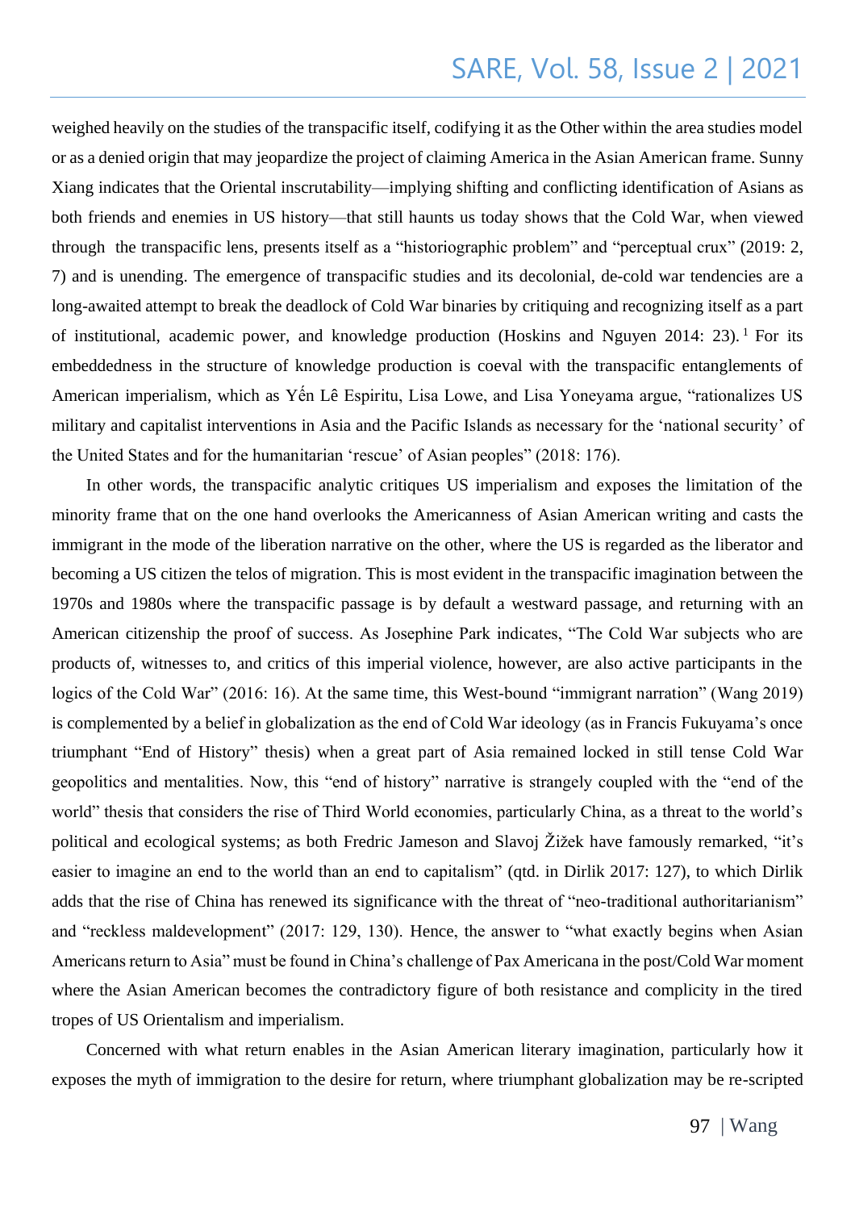weighed heavily on the studies of the transpacific itself, codifying it as the Other within the area studies model or as a denied origin that may jeopardize the project of claiming America in the Asian American frame. Sunny Xiang indicates that the Oriental inscrutability—implying shifting and conflicting identification of Asians as both friends and enemies in US history—that still haunts us today shows that the Cold War, when viewed through the transpacific lens, presents itself as a "historiographic problem" and "perceptual crux" (2019: 2, 7) and is unending. The emergence of transpacific studies and its decolonial, de-cold war tendencies are a long-awaited attempt to break the deadlock of Cold War binaries by critiquing and recognizing itself as a part of institutional, academic power, and knowledge production (Hoskins and Nguyen 2014: 23).[1] For its embeddedness in the structure of knowledge production is coeval with the transpacific entanglements of American imperialism, which as Yến Lê Espiritu, Lisa Lowe, and Lisa Yoneyama argue, "rationalizes US military and capitalist interventions in Asia and the Pacific Islands as necessary for the 'national security' of the United States and for the humanitarian 'rescue' of Asian peoples" (2018: 176).

In other words, the transpacific analytic critiques US imperialism and exposes the limitation of the minority frame that on the one hand overlooks the Americanness of Asian American writing and casts the immigrant in the mode of the liberation narrative on the other, where the US is regarded as the liberator and becoming a US citizen the telos of migration. This is most evident in the transpacific imagination between the 1970s and 1980s where the transpacific passage is by default a westward passage, and returning with an American citizenship the proof of success. As Josephine Park indicates, "The Cold War subjects who are products of, witnesses to, and critics of this imperial violence, however, are also active participants in the logics of the Cold War" (2016: 16). At the same time, this West-bound "immigrant narration" (Wang 2019) is complemented by a belief in globalization as the end of Cold War ideology (as in Francis Fukuyama's once triumphant "End of History" thesis) when a great part of Asia remained locked in still tense Cold War geopolitics and mentalities. Now, this "end of history" narrative is strangely coupled with the "end of the world" thesis that considers the rise of Third World economies, particularly China, as a threat to the world's political and ecological systems; as both Fredric Jameson and Slavoj Žižek have famously remarked, "it's easier to imagine an end to the world than an end to capitalism" (qtd. in Dirlik 2017: 127), to which Dirlik adds that the rise of China has renewed its significance with the threat of "neo-traditional authoritarianism" and "reckless maldevelopment" (2017: 129, 130). Hence, the answer to "what exactly begins when Asian Americans return to Asia" must be found in China's challenge of Pax Americana in the post/Cold War moment where the Asian American becomes the contradictory figure of both resistance and complicity in the tired tropes of US Orientalism and imperialism.

Concerned with what return enables in the Asian American literary imagination, particularly how it exposes the myth of immigration to the desire for return, where triumphant globalization may be re-scripted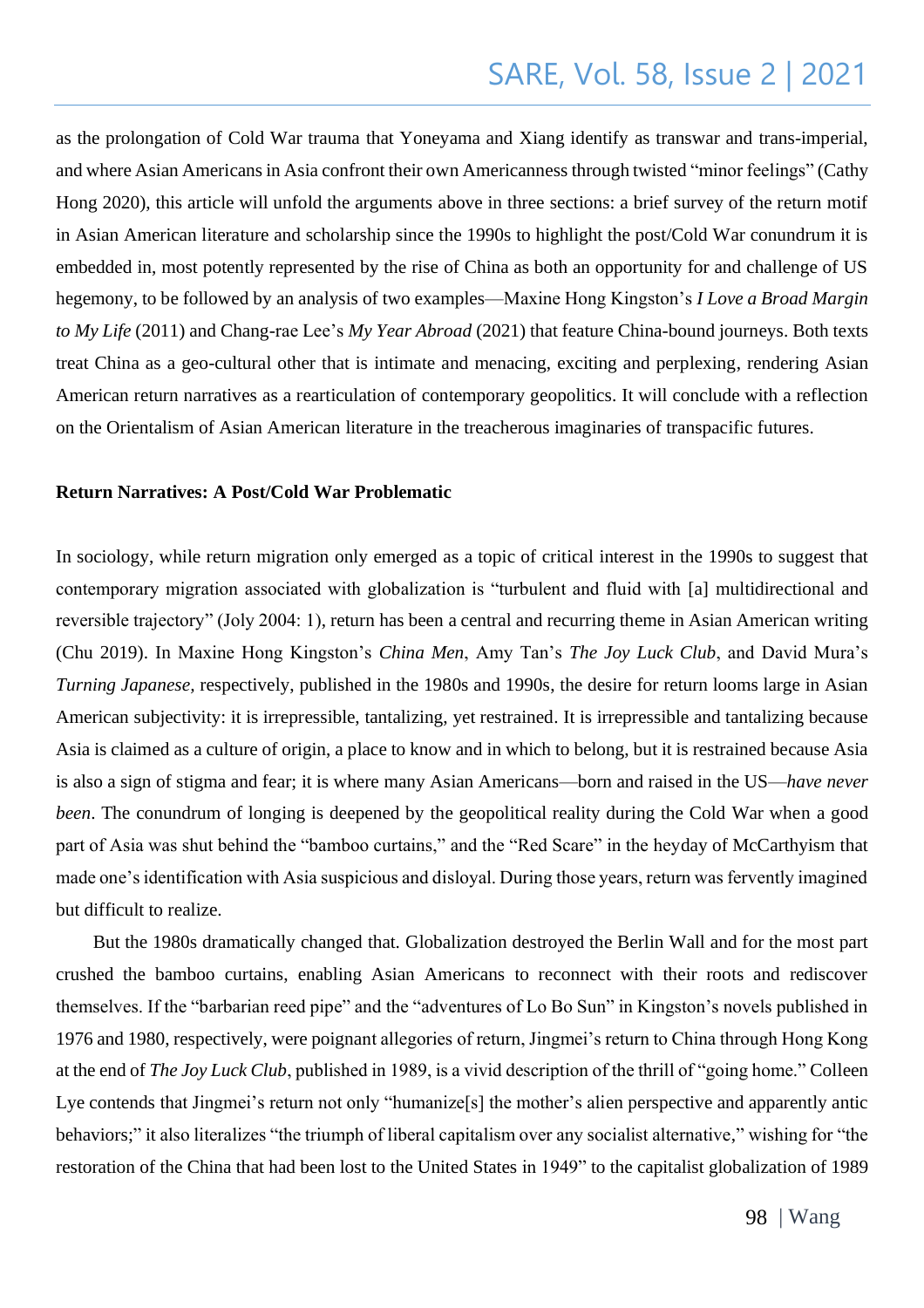as the prolongation of Cold War trauma that Yoneyama and Xiang identify as transwar and trans-imperial, and where Asian Americans in Asia confront their own Americanness through twisted "minor feelings" (Cathy Hong 2020), this article will unfold the arguments above in three sections: a brief survey of the return motif in Asian American literature and scholarship since the 1990s to highlight the post/Cold War conundrum it is embedded in, most potently represented by the rise of China as both an opportunity for and challenge of US hegemony, to be followed by an analysis of two examples—Maxine Hong Kingston's *I Love a Broad Margin to My Life* (2011) and Chang-rae Lee's *My Year Abroad* (2021) that feature China-bound journeys. Both texts treat China as a geo-cultural other that is intimate and menacing, exciting and perplexing, rendering Asian American return narratives as a rearticulation of contemporary geopolitics. It will conclude with a reflection on the Orientalism of Asian American literature in the treacherous imaginaries of transpacific futures.

**Return Narratives: A Post/Cold War Problematic**

In sociology, while return migration only emerged as a topic of critical interest in the 1990s to suggest that contemporary migration associated with globalization is "turbulent and fluid with [a] multidirectional and reversible trajectory" (Joly 2004: 1), return has been a central and recurring theme in Asian American writing (Chu 2019). In Maxine Hong Kingston's *China Men*, Amy Tan's *The Joy Luck Club*, and David Mura's *Turning Japanese,* respectively, published in the 1980s and 1990s, the desire for return looms large in Asian American subjectivity: it is irrepressible, tantalizing, yet restrained. It is irrepressible and tantalizing because Asia is claimed as a culture of origin, a place to know and in which to belong, but it is restrained because Asia is also a sign of stigma and fear; it is where many Asian Americans—born and raised in the US—*have never been*. The conundrum of longing is deepened by the geopolitical reality during the Cold War when a good part of Asia was shut behind the "bamboo curtains," and the "Red Scare" in the heyday of McCarthyism that made one's identification with Asia suspicious and disloyal. During those years, return was fervently imagined but difficult to realize.

But the 1980s dramatically changed that. Globalization destroyed the Berlin Wall and for the most part crushed the bamboo curtains, enabling Asian Americans to reconnect with their roots and rediscover themselves. If the "barbarian reed pipe" and the "adventures of Lo Bo Sun" in Kingston's novels published in 1976 and 1980, respectively, were poignant allegories of return, Jingmei's return to China through Hong Kong at the end of *The Joy Luck Club*, published in 1989, is a vivid description of the thrill of "going home." Colleen Lye contends that Jingmei's return not only "humanize[s] the mother's alien perspective and apparently antic behaviors;" it also literalizes "the triumph of liberal capitalism over any socialist alternative," wishing for "the restoration of the China that had been lost to the United States in 1949" to the capitalist globalization of 1989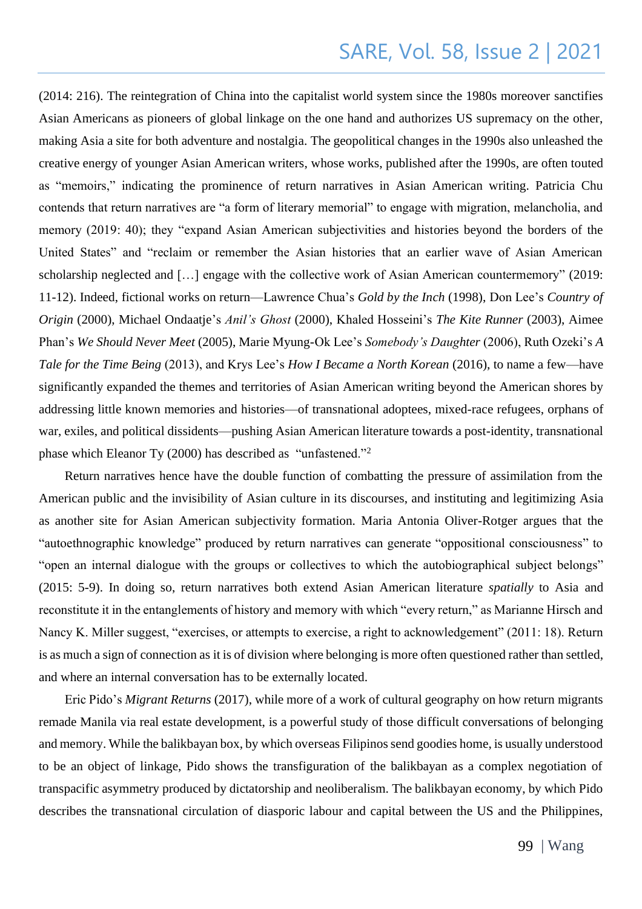(2014: 216). The reintegration of China into the capitalist world system since the 1980s moreover sanctifies Asian Americans as pioneers of global linkage on the one hand and authorizes US supremacy on the other, making Asia a site for both adventure and nostalgia. The geopolitical changes in the 1990s also unleashed the creative energy of younger Asian American writers, whose works, published after the 1990s, are often touted as "memoirs," indicating the prominence of return narratives in Asian American writing. Patricia Chu contends that return narratives are "a form of literary memorial" to engage with migration, melancholia, and memory (2019: 40); they "expand Asian American subjectivities and histories beyond the borders of the United States" and "reclaim or remember the Asian histories that an earlier wave of Asian American scholarship neglected and […] engage with the collective work of Asian American countermemory" (2019: 11-12). Indeed, fictional works on return—Lawrence Chua's *Gold by the Inch* (1998), Don Lee's *Country of Origin* (2000), Michael Ondaatje's *Anil's Ghost* (2000), Khaled Hosseini's *The Kite Runner* (2003), Aimee Phan's *We Should Never Meet* (2005), Marie Myung-Ok Lee's *Somebody's Daughter* (2006), Ruth Ozeki's *A Tale for the Time Being* (2013), and Krys Lee's *How I Became a North Korean* (2016), to name a few—have significantly expanded the themes and territories of Asian American writing beyond the American shores by addressing little known memories and histories—of transnational adoptees, mixed-race refugees, orphans of war, exiles, and political dissidents—pushing Asian American literature towards a post-identity, transnational phase which Eleanor Ty (2000) has described as "unfastened."[2]

Return narratives hence have the double function of combatting the pressure of assimilation from the American public and the invisibility of Asian culture in its discourses, and instituting and legitimizing Asia as another site for Asian American subjectivity formation. Maria Antonia Oliver-Rotger argues that the "autoethnographic knowledge" produced by return narratives can generate "oppositional consciousness" to "open an internal dialogue with the groups or collectives to which the autobiographical subject belongs" (2015: 5-9). In doing so, return narratives both extend Asian American literature *spatially* to Asia and reconstitute it in the entanglements of history and memory with which "every return," as Marianne Hirsch and Nancy K. Miller suggest, "exercises, or attempts to exercise, a right to acknowledgement" (2011: 18). Return is as much a sign of connection as it is of division where belonging is more often questioned rather than settled, and where an internal conversation has to be externally located.

Eric Pido's *Migrant Returns* (2017), while more of a work of cultural geography on how return migrants remade Manila via real estate development, is a powerful study of those difficult conversations of belonging and memory. While the balikbayan box, by which overseas Filipinos send goodies home, is usually understood to be an object of linkage, Pido shows the transfiguration of the balikbayan as a complex negotiation of transpacific asymmetry produced by dictatorship and neoliberalism. The balikbayan economy, by which Pido describes the transnational circulation of diasporic labour and capital between the US and the Philippines,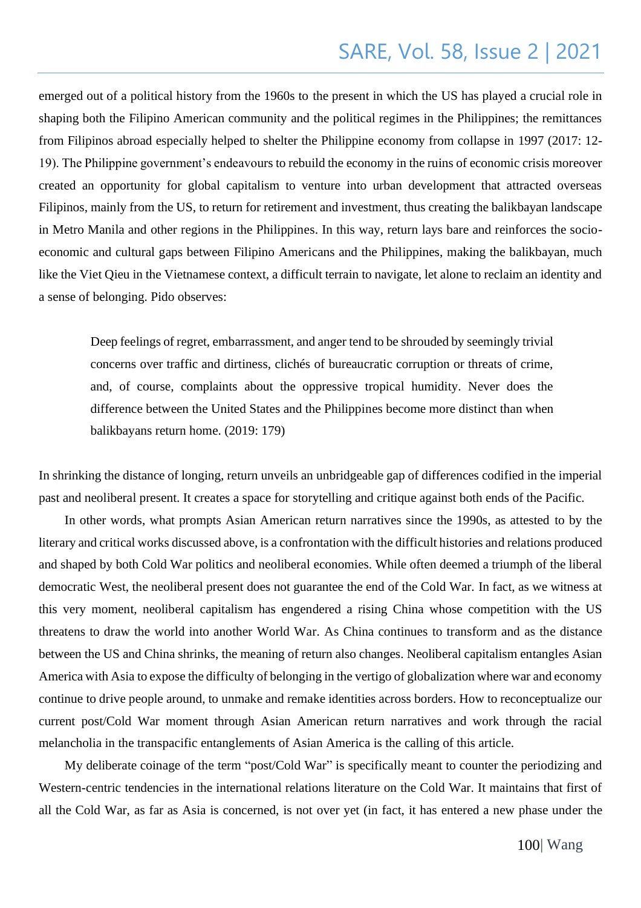emerged out of a political history from the 1960s to the present in which the US has played a crucial role in shaping both the Filipino American community and the political regimes in the Philippines; the remittances from Filipinos abroad especially helped to shelter the Philippine economy from collapse in 1997 (2017: 12-19). The Philippine government's endeavours to rebuild the economy in the ruins of economic crisis moreover created an opportunity for global capitalism to venture into urban development that attracted overseas Filipinos, mainly from the US, to return for retirement and investment, thus creating the balikbayan landscape in Metro Manila and other regions in the Philippines. In this way, return lays bare and reinforces the socio-economic and cultural gaps between Filipino Americans and the Philippines, making the balikbayan, much like the Viet Qieu in the Vietnamese context, a difficult terrain to navigate, let alone to reclaim an identity and a sense of belonging. Pido observes:

> Deep feelings of regret, embarrassment, and anger tend to be shrouded by seemingly trivial concerns over traffic and dirtiness, clichés of bureaucratic corruption or threats of crime, and, of course, complaints about the oppressive tropical humidity. Never does the difference between the United States and the Philippines become more distinct than when balikbayans return home. (2019: 179)

In shrinking the distance of longing, return unveils an unbridgeable gap of differences codified in the imperial past and neoliberal present. It creates a space for storytelling and critique against both ends of the Pacific.

In other words, what prompts Asian American return narratives since the 1990s, as attested to by the literary and critical works discussed above, is a confrontation with the difficult histories and relations produced and shaped by both Cold War politics and neoliberal economies. While often deemed a triumph of the liberal democratic West, the neoliberal present does not guarantee the end of the Cold War. In fact, as we witness at this very moment, neoliberal capitalism has engendered a rising China whose competition with the US threatens to draw the world into another World War. As China continues to transform and as the distance between the US and China shrinks, the meaning of return also changes. Neoliberal capitalism entangles Asian America with Asia to expose the difficulty of belonging in the vertigo of globalization where war and economy continue to drive people around, to unmake and remake identities across borders. How to reconceptualize our current post/Cold War moment through Asian American return narratives and work through the racial melancholia in the transpacific entanglements of Asian America is the calling of this article.

My deliberate coinage of the term "post/Cold War" is specifically meant to counter the periodizing and Western-centric tendencies in the international relations literature on the Cold War. It maintains that first of all the Cold War, as far as Asia is concerned, is not over yet (in fact, it has entered a new phase under the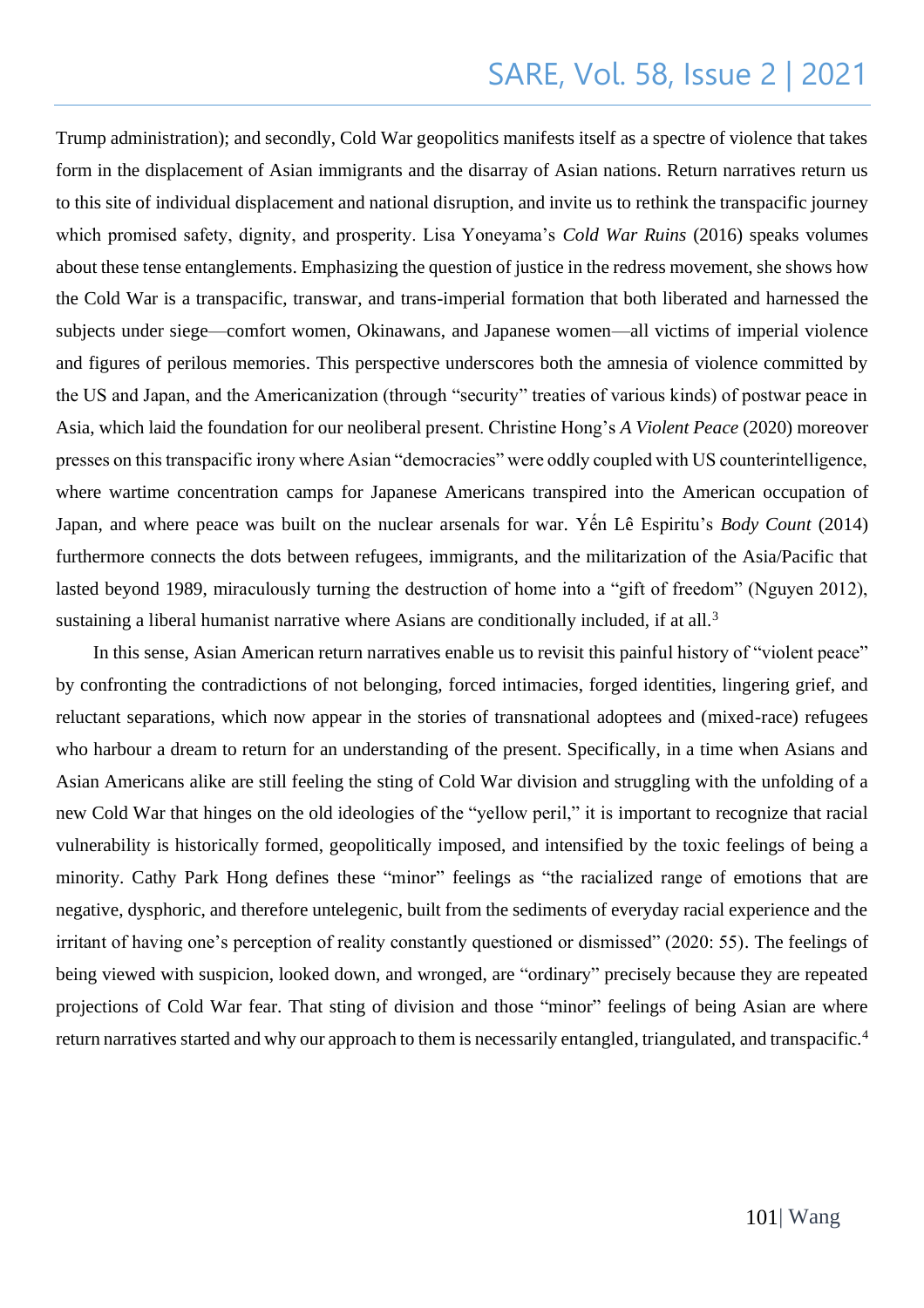Trump administration); and secondly, Cold War geopolitics manifests itself as a spectre of violence that takes form in the displacement of Asian immigrants and the disarray of Asian nations. Return narratives return us to this site of individual displacement and national disruption, and invite us to rethink the transpacific journey which promised safety, dignity, and prosperity. Lisa Yoneyama's *Cold War Ruins* (2016) speaks volumes about these tense entanglements. Emphasizing the question of justice in the redress movement, she shows how the Cold War is a transpacific, transwar, and trans-imperial formation that both liberated and harnessed the subjects under siege—comfort women, Okinawans, and Japanese women—all victims of imperial violence and figures of perilous memories. This perspective underscores both the amnesia of violence committed by the US and Japan, and the Americanization (through "security" treaties of various kinds) of postwar peace in Asia, which laid the foundation for our neoliberal present. Christine Hong's *A Violent Peace* (2020) moreover presses on this transpacific irony where Asian "democracies" were oddly coupled with US counterintelligence, where wartime concentration camps for Japanese Americans transpired into the American occupation of Japan, and where peace was built on the nuclear arsenals for war. Yến Lê Espiritu's *Body Count* (2014) furthermore connects the dots between refugees, immigrants, and the militarization of the Asia/Pacific that lasted beyond 1989, miraculously turning the destruction of home into a "gift of freedom" (Nguyen 2012), sustaining a liberal humanist narrative where Asians are conditionally included, if at all.[3]

In this sense, Asian American return narratives enable us to revisit this painful history of "violent peace" by confronting the contradictions of not belonging, forced intimacies, forged identities, lingering grief, and reluctant separations, which now appear in the stories of transnational adoptees and (mixed-race) refugees who harbour a dream to return for an understanding of the present. Specifically, in a time when Asians and Asian Americans alike are still feeling the sting of Cold War division and struggling with the unfolding of a new Cold War that hinges on the old ideologies of the "yellow peril," it is important to recognize that racial vulnerability is historically formed, geopolitically imposed, and intensified by the toxic feelings of being a minority. Cathy Park Hong defines these "minor" feelings as "the racialized range of emotions that are negative, dysphoric, and therefore untelegenic, built from the sediments of everyday racial experience and the irritant of having one's perception of reality constantly questioned or dismissed" (2020: 55). The feelings of being viewed with suspicion, looked down, and wronged, are "ordinary" precisely because they are repeated projections of Cold War fear. That sting of division and those "minor" feelings of being Asian are where return narratives started and why our approach to them is necessarily entangled, triangulated, and transpacific.[4]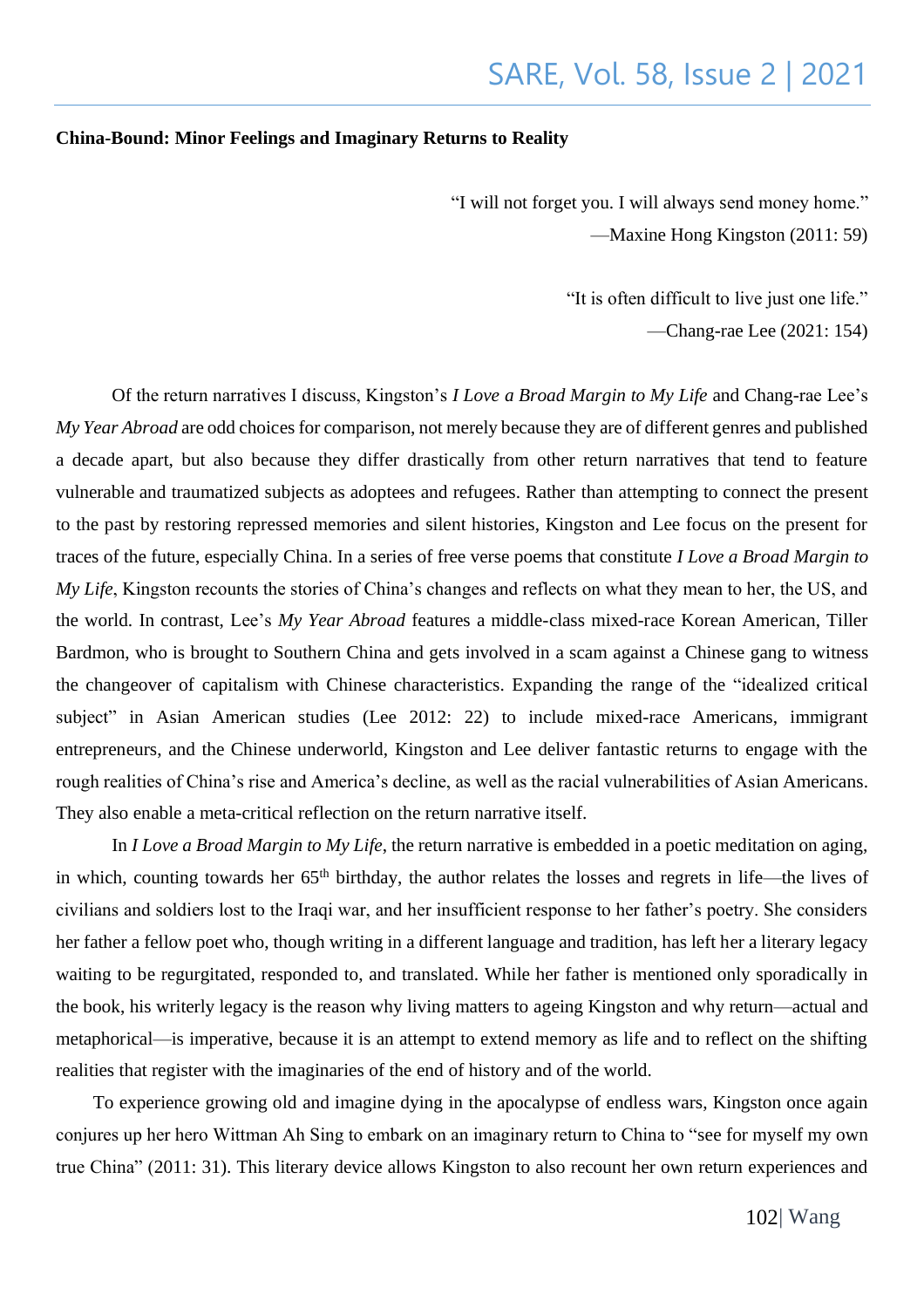**China-Bound: Minor Feelings and Imaginary Returns to Reality**

"I will not forget you. I will always send money home."
—Maxine Hong Kingston (2011: 59)

"It is often difficult to live just one life."
—Chang-rae Lee (2021: 154)

Of the return narratives I discuss, Kingston's *I Love a Broad Margin to My Life* and Chang-rae Lee's *My Year Abroad* are odd choices for comparison, not merely because they are of different genres and published a decade apart, but also because they differ drastically from other return narratives that tend to feature vulnerable and traumatized subjects as adoptees and refugees. Rather than attempting to connect the present to the past by restoring repressed memories and silent histories, Kingston and Lee focus on the present for traces of the future, especially China. In a series of free verse poems that constitute *I Love a Broad Margin to My Life*, Kingston recounts the stories of China's changes and reflects on what they mean to her, the US, and the world. In contrast, Lee's *My Year Abroad* features a middle-class mixed-race Korean American, Tiller Bardmon, who is brought to Southern China and gets involved in a scam against a Chinese gang to witness the changeover of capitalism with Chinese characteristics. Expanding the range of the "idealized critical subject" in Asian American studies (Lee 2012: 22) to include mixed-race Americans, immigrant entrepreneurs, and the Chinese underworld, Kingston and Lee deliver fantastic returns to engage with the rough realities of China's rise and America's decline, as well as the racial vulnerabilities of Asian Americans. They also enable a meta-critical reflection on the return narrative itself.

In *I Love a Broad Margin to My Life*, the return narrative is embedded in a poetic meditation on aging, in which, counting towards her 65th birthday, the author relates the losses and regrets in life—the lives of civilians and soldiers lost to the Iraqi war, and her insufficient response to her father's poetry. She considers her father a fellow poet who, though writing in a different language and tradition, has left her a literary legacy waiting to be regurgitated, responded to, and translated. While her father is mentioned only sporadically in the book, his writerly legacy is the reason why living matters to ageing Kingston and why return—actual and metaphorical—is imperative, because it is an attempt to extend memory as life and to reflect on the shifting realities that register with the imaginaries of the end of history and of the world.

To experience growing old and imagine dying in the apocalypse of endless wars, Kingston once again conjures up her hero Wittman Ah Sing to embark on an imaginary return to China to "see for myself my own true China" (2011: 31). This literary device allows Kingston to also recount her own return experiences and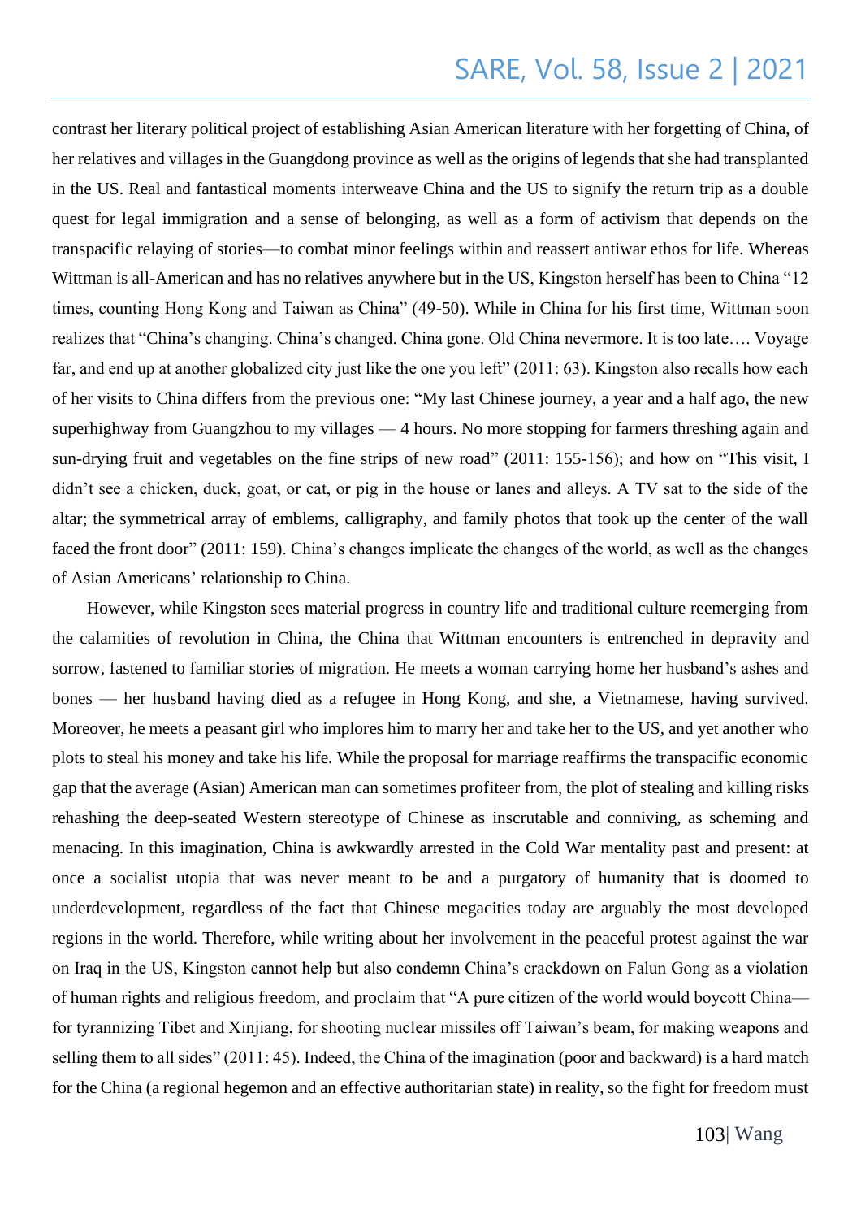contrast her literary political project of establishing Asian American literature with her forgetting of China, of her relatives and villages in the Guangdong province as well as the origins of legends that she had transplanted in the US. Real and fantastical moments interweave China and the US to signify the return trip as a double quest for legal immigration and a sense of belonging, as well as a form of activism that depends on the transpacific relaying of stories—to combat minor feelings within and reassert antiwar ethos for life. Whereas Wittman is all-American and has no relatives anywhere but in the US, Kingston herself has been to China "12 times, counting Hong Kong and Taiwan as China" (49-50). While in China for his first time, Wittman soon realizes that "China's changing. China's changed. China gone. Old China nevermore. It is too late…. Voyage far, and end up at another globalized city just like the one you left" (2011: 63). Kingston also recalls how each of her visits to China differs from the previous one: "My last Chinese journey, a year and a half ago, the new superhighway from Guangzhou to my villages — 4 hours. No more stopping for farmers threshing again and sun-drying fruit and vegetables on the fine strips of new road" (2011: 155-156); and how on "This visit, I didn't see a chicken, duck, goat, or cat, or pig in the house or lanes and alleys. A TV sat to the side of the altar; the symmetrical array of emblems, calligraphy, and family photos that took up the center of the wall faced the front door" (2011: 159). China's changes implicate the changes of the world, as well as the changes of Asian Americans' relationship to China.

However, while Kingston sees material progress in country life and traditional culture reemerging from the calamities of revolution in China, the China that Wittman encounters is entrenched in depravity and sorrow, fastened to familiar stories of migration. He meets a woman carrying home her husband's ashes and bones — her husband having died as a refugee in Hong Kong, and she, a Vietnamese, having survived. Moreover, he meets a peasant girl who implores him to marry her and take her to the US, and yet another who plots to steal his money and take his life. While the proposal for marriage reaffirms the transpacific economic gap that the average (Asian) American man can sometimes profiteer from, the plot of stealing and killing risks rehashing the deep-seated Western stereotype of Chinese as inscrutable and conniving, as scheming and menacing. In this imagination, China is awkwardly arrested in the Cold War mentality past and present: at once a socialist utopia that was never meant to be and a purgatory of humanity that is doomed to underdevelopment, regardless of the fact that Chinese megacities today are arguably the most developed regions in the world. Therefore, while writing about her involvement in the peaceful protest against the war on Iraq in the US, Kingston cannot help but also condemn China's crackdown on Falun Gong as a violation of human rights and religious freedom, and proclaim that "A pure citizen of the world would boycott China—for tyrannizing Tibet and Xinjiang, for shooting nuclear missiles off Taiwan's beam, for making weapons and selling them to all sides" (2011: 45). Indeed, the China of the imagination (poor and backward) is a hard match for the China (a regional hegemon and an effective authoritarian state) in reality, so the fight for freedom must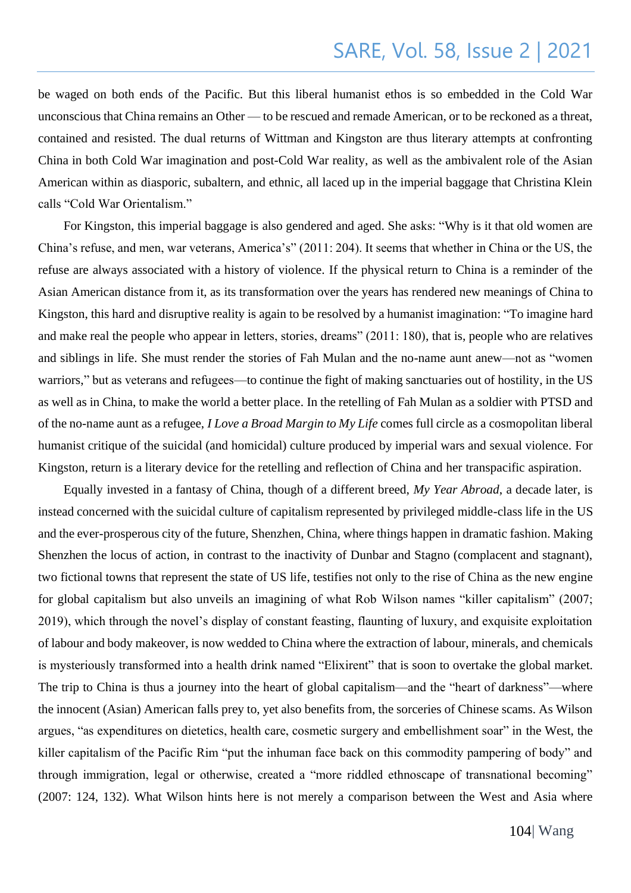be waged on both ends of the Pacific. But this liberal humanist ethos is so embedded in the Cold War unconscious that China remains an Other — to be rescued and remade American, or to be reckoned as a threat, contained and resisted. The dual returns of Wittman and Kingston are thus literary attempts at confronting China in both Cold War imagination and post-Cold War reality, as well as the ambivalent role of the Asian American within as diasporic, subaltern, and ethnic, all laced up in the imperial baggage that Christina Klein calls "Cold War Orientalism."

For Kingston, this imperial baggage is also gendered and aged. She asks: "Why is it that old women are China's refuse, and men, war veterans, America's" (2011: 204). It seems that whether in China or the US, the refuse are always associated with a history of violence. If the physical return to China is a reminder of the Asian American distance from it, as its transformation over the years has rendered new meanings of China to Kingston, this hard and disruptive reality is again to be resolved by a humanist imagination: "To imagine hard and make real the people who appear in letters, stories, dreams" (2011: 180), that is, people who are relatives and siblings in life. She must render the stories of Fah Mulan and the no-name aunt anew—not as "women warriors," but as veterans and refugees—to continue the fight of making sanctuaries out of hostility, in the US as well as in China, to make the world a better place. In the retelling of Fah Mulan as a soldier with PTSD and of the no-name aunt as a refugee, *I Love a Broad Margin to My Life* comes full circle as a cosmopolitan liberal humanist critique of the suicidal (and homicidal) culture produced by imperial wars and sexual violence. For Kingston, return is a literary device for the retelling and reflection of China and her transpacific aspiration.

Equally invested in a fantasy of China, though of a different breed, *My Year Abroad*, a decade later, is instead concerned with the suicidal culture of capitalism represented by privileged middle-class life in the US and the ever-prosperous city of the future, Shenzhen, China, where things happen in dramatic fashion. Making Shenzhen the locus of action, in contrast to the inactivity of Dunbar and Stagno (complacent and stagnant), two fictional towns that represent the state of US life, testifies not only to the rise of China as the new engine for global capitalism but also unveils an imagining of what Rob Wilson names "killer capitalism" (2007; 2019), which through the novel's display of constant feasting, flaunting of luxury, and exquisite exploitation of labour and body makeover, is now wedded to China where the extraction of labour, minerals, and chemicals is mysteriously transformed into a health drink named "Elixirent" that is soon to overtake the global market. The trip to China is thus a journey into the heart of global capitalism—and the "heart of darkness"—where the innocent (Asian) American falls prey to, yet also benefits from, the sorceries of Chinese scams. As Wilson argues, "as expenditures on dietetics, health care, cosmetic surgery and embellishment soar" in the West, the killer capitalism of the Pacific Rim "put the inhuman face back on this commodity pampering of body" and through immigration, legal or otherwise, created a "more riddled ethnoscape of transnational becoming" (2007: 124, 132). What Wilson hints here is not merely a comparison between the West and Asia where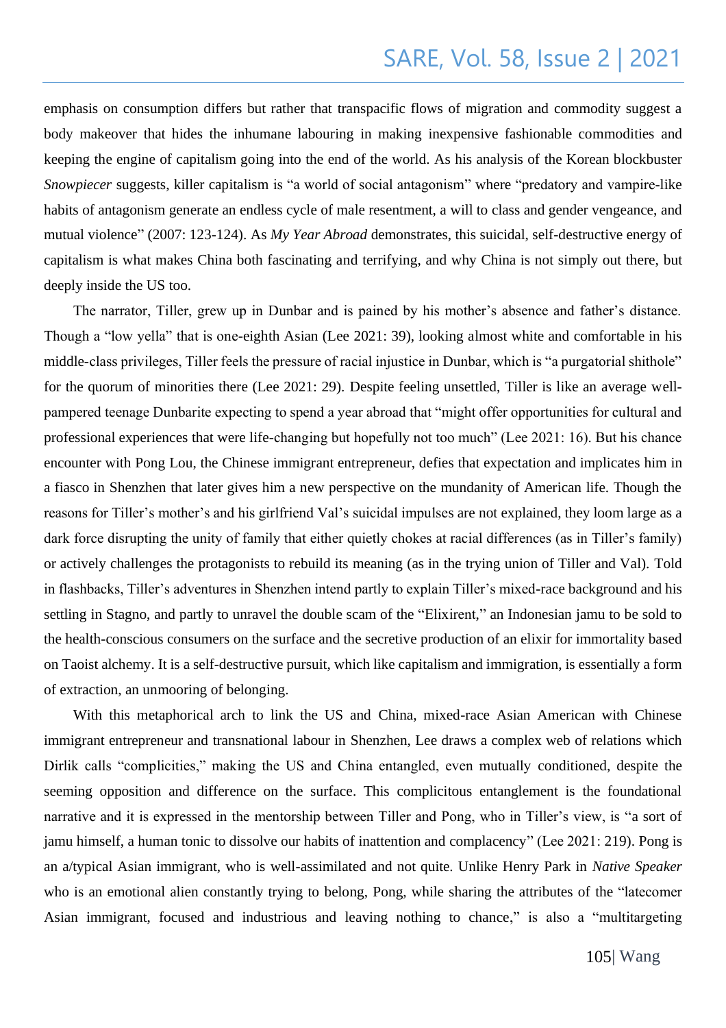emphasis on consumption differs but rather that transpacific flows of migration and commodity suggest a body makeover that hides the inhumane labouring in making inexpensive fashionable commodities and keeping the engine of capitalism going into the end of the world. As his analysis of the Korean blockbuster *Snowpiecer* suggests, killer capitalism is "a world of social antagonism" where "predatory and vampire-like habits of antagonism generate an endless cycle of male resentment, a will to class and gender vengeance, and mutual violence" (2007: 123-124). As *My Year Abroad* demonstrates, this suicidal, self-destructive energy of capitalism is what makes China both fascinating and terrifying, and why China is not simply out there, but deeply inside the US too.

The narrator, Tiller, grew up in Dunbar and is pained by his mother's absence and father's distance. Though a "low yella" that is one-eighth Asian (Lee 2021: 39), looking almost white and comfortable in his middle-class privileges, Tiller feels the pressure of racial injustice in Dunbar, which is "a purgatorial shithole" for the quorum of minorities there (Lee 2021: 29). Despite feeling unsettled, Tiller is like an average well-pampered teenage Dunbarite expecting to spend a year abroad that "might offer opportunities for cultural and professional experiences that were life-changing but hopefully not too much" (Lee 2021: 16). But his chance encounter with Pong Lou, the Chinese immigrant entrepreneur, defies that expectation and implicates him in a fiasco in Shenzhen that later gives him a new perspective on the mundanity of American life. Though the reasons for Tiller's mother's and his girlfriend Val's suicidal impulses are not explained, they loom large as a dark force disrupting the unity of family that either quietly chokes at racial differences (as in Tiller's family) or actively challenges the protagonists to rebuild its meaning (as in the trying union of Tiller and Val). Told in flashbacks, Tiller's adventures in Shenzhen intend partly to explain Tiller's mixed-race background and his settling in Stagno, and partly to unravel the double scam of the "Elixirent," an Indonesian jamu to be sold to the health-conscious consumers on the surface and the secretive production of an elixir for immortality based on Taoist alchemy. It is a self-destructive pursuit, which like capitalism and immigration, is essentially a form of extraction, an unmooring of belonging.

With this metaphorical arch to link the US and China, mixed-race Asian American with Chinese immigrant entrepreneur and transnational labour in Shenzhen, Lee draws a complex web of relations which Dirlik calls "complicities," making the US and China entangled, even mutually conditioned, despite the seeming opposition and difference on the surface. This complicitous entanglement is the foundational narrative and it is expressed in the mentorship between Tiller and Pong, who in Tiller's view, is "a sort of jamu himself, a human tonic to dissolve our habits of inattention and complacency" (Lee 2021: 219). Pong is an a/typical Asian immigrant, who is well-assimilated and not quite. Unlike Henry Park in *Native Speaker* who is an emotional alien constantly trying to belong, Pong, while sharing the attributes of the "latecomer Asian immigrant, focused and industrious and leaving nothing to chance," is also a "multitargeting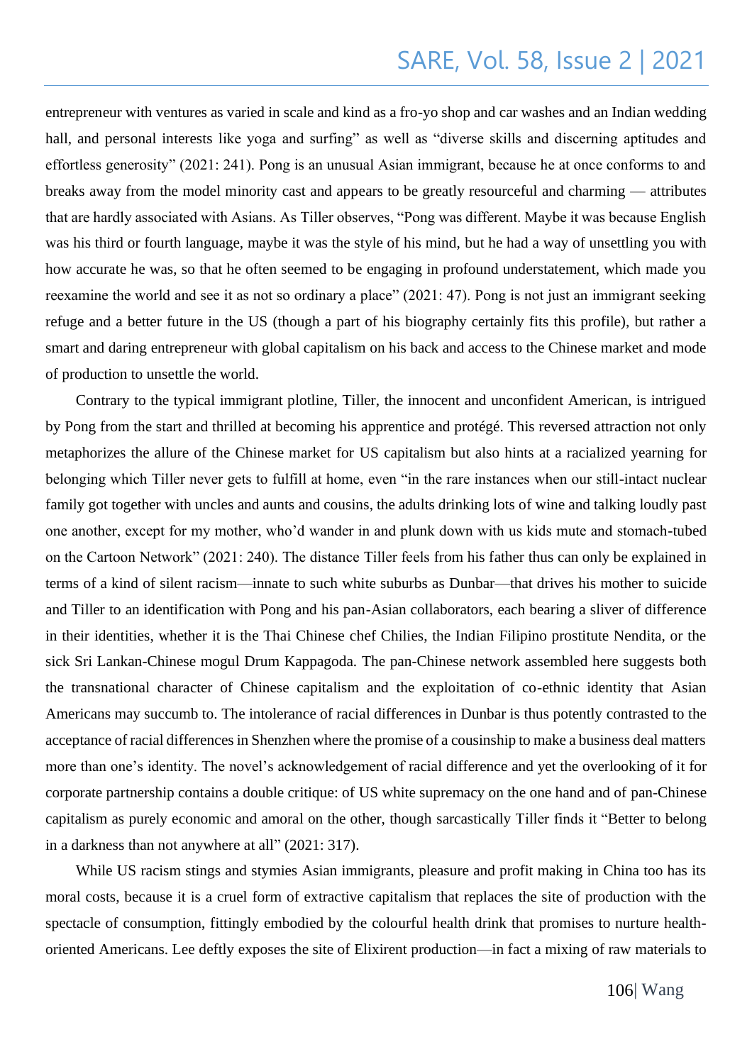entrepreneur with ventures as varied in scale and kind as a fro-yo shop and car washes and an Indian wedding hall, and personal interests like yoga and surfing" as well as "diverse skills and discerning aptitudes and effortless generosity" (2021: 241). Pong is an unusual Asian immigrant, because he at once conforms to and breaks away from the model minority cast and appears to be greatly resourceful and charming — attributes that are hardly associated with Asians. As Tiller observes, "Pong was different. Maybe it was because English was his third or fourth language, maybe it was the style of his mind, but he had a way of unsettling you with how accurate he was, so that he often seemed to be engaging in profound understatement, which made you reexamine the world and see it as not so ordinary a place" (2021: 47). Pong is not just an immigrant seeking refuge and a better future in the US (though a part of his biography certainly fits this profile), but rather a smart and daring entrepreneur with global capitalism on his back and access to the Chinese market and mode of production to unsettle the world.

Contrary to the typical immigrant plotline, Tiller, the innocent and unconfident American, is intrigued by Pong from the start and thrilled at becoming his apprentice and protégé. This reversed attraction not only metaphorizes the allure of the Chinese market for US capitalism but also hints at a racialized yearning for belonging which Tiller never gets to fulfill at home, even "in the rare instances when our still-intact nuclear family got together with uncles and aunts and cousins, the adults drinking lots of wine and talking loudly past one another, except for my mother, who'd wander in and plunk down with us kids mute and stomach-tubed on the Cartoon Network" (2021: 240). The distance Tiller feels from his father thus can only be explained in terms of a kind of silent racism—innate to such white suburbs as Dunbar—that drives his mother to suicide and Tiller to an identification with Pong and his pan-Asian collaborators, each bearing a sliver of difference in their identities, whether it is the Thai Chinese chef Chilies, the Indian Filipino prostitute Nendita, or the sick Sri Lankan-Chinese mogul Drum Kappagoda. The pan-Chinese network assembled here suggests both the transnational character of Chinese capitalism and the exploitation of co-ethnic identity that Asian Americans may succumb to. The intolerance of racial differences in Dunbar is thus potently contrasted to the acceptance of racial differences in Shenzhen where the promise of a cousinship to make a business deal matters more than one's identity. The novel's acknowledgement of racial difference and yet the overlooking of it for corporate partnership contains a double critique: of US white supremacy on the one hand and of pan-Chinese capitalism as purely economic and amoral on the other, though sarcastically Tiller finds it "Better to belong in a darkness than not anywhere at all" (2021: 317).

While US racism stings and stymies Asian immigrants, pleasure and profit making in China too has its moral costs, because it is a cruel form of extractive capitalism that replaces the site of production with the spectacle of consumption, fittingly embodied by the colourful health drink that promises to nurture health-oriented Americans. Lee deftly exposes the site of Elixirent production—in fact a mixing of raw materials to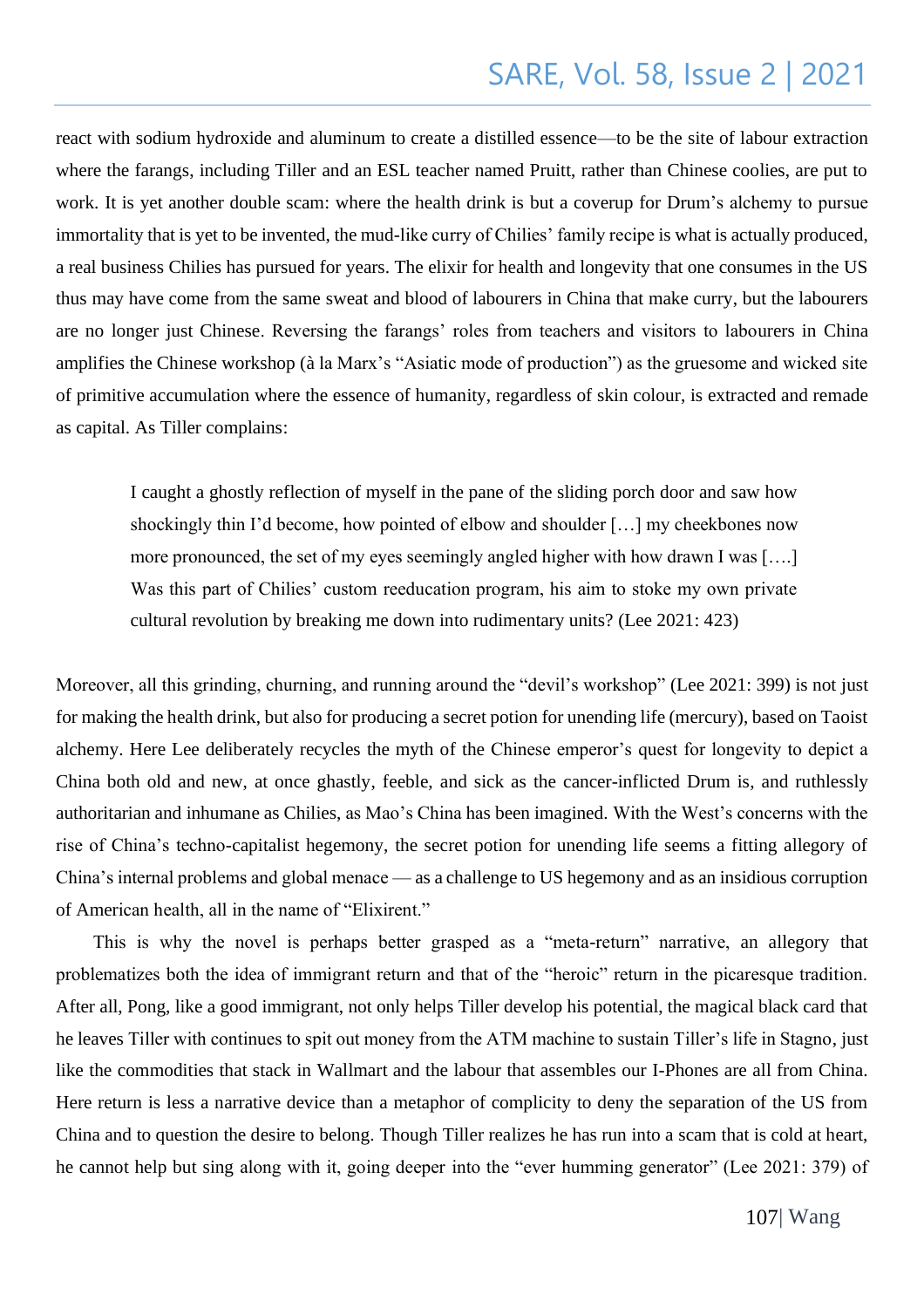react with sodium hydroxide and aluminum to create a distilled essence—to be the site of labour extraction where the farangs, including Tiller and an ESL teacher named Pruitt, rather than Chinese coolies, are put to work. It is yet another double scam: where the health drink is but a coverup for Drum's alchemy to pursue immortality that is yet to be invented, the mud-like curry of Chilies' family recipe is what is actually produced, a real business Chilies has pursued for years. The elixir for health and longevity that one consumes in the US thus may have come from the same sweat and blood of labourers in China that make curry, but the labourers are no longer just Chinese. Reversing the farangs' roles from teachers and visitors to labourers in China amplifies the Chinese workshop (à la Marx's "Asiatic mode of production") as the gruesome and wicked site of primitive accumulation where the essence of humanity, regardless of skin colour, is extracted and remade as capital. As Tiller complains:

> I caught a ghostly reflection of myself in the pane of the sliding porch door and saw how shockingly thin I'd become, how pointed of elbow and shoulder […] my cheekbones now more pronounced, the set of my eyes seemingly angled higher with how drawn I was [….] Was this part of Chilies' custom reeducation program, his aim to stoke my own private cultural revolution by breaking me down into rudimentary units? (Lee 2021: 423)

Moreover, all this grinding, churning, and running around the "devil's workshop" (Lee 2021: 399) is not just for making the health drink, but also for producing a secret potion for unending life (mercury), based on Taoist alchemy. Here Lee deliberately recycles the myth of the Chinese emperor's quest for longevity to depict a China both old and new, at once ghastly, feeble, and sick as the cancer-inflicted Drum is, and ruthlessly authoritarian and inhumane as Chilies, as Mao's China has been imagined. With the West's concerns with the rise of China's techno-capitalist hegemony, the secret potion for unending life seems a fitting allegory of China's internal problems and global menace — as a challenge to US hegemony and as an insidious corruption of American health, all in the name of "Elixirent."

This is why the novel is perhaps better grasped as a "meta-return" narrative, an allegory that problematizes both the idea of immigrant return and that of the "heroic" return in the picaresque tradition. After all, Pong, like a good immigrant, not only helps Tiller develop his potential, the magical black card that he leaves Tiller with continues to spit out money from the ATM machine to sustain Tiller's life in Stagno, just like the commodities that stack in Wallmart and the labour that assembles our I-Phones are all from China. Here return is less a narrative device than a metaphor of complicity to deny the separation of the US from China and to question the desire to belong. Though Tiller realizes he has run into a scam that is cold at heart, he cannot help but sing along with it, going deeper into the "ever humming generator" (Lee 2021: 379) of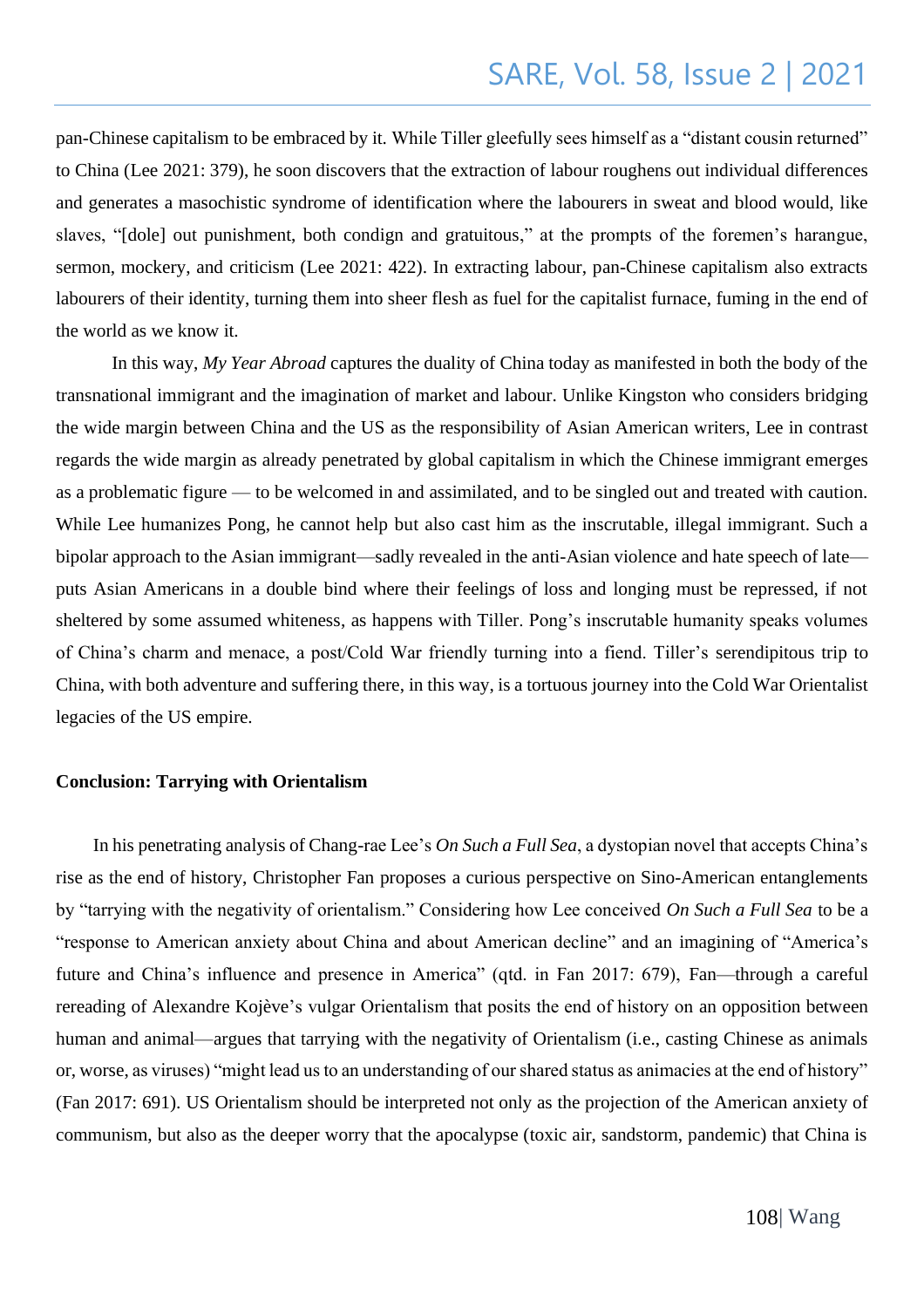pan-Chinese capitalism to be embraced by it. While Tiller gleefully sees himself as a "distant cousin returned" to China (Lee 2021: 379), he soon discovers that the extraction of labour roughens out individual differences and generates a masochistic syndrome of identification where the labourers in sweat and blood would, like slaves, "[dole] out punishment, both condign and gratuitous," at the prompts of the foremen's harangue, sermon, mockery, and criticism (Lee 2021: 422). In extracting labour, pan-Chinese capitalism also extracts labourers of their identity, turning them into sheer flesh as fuel for the capitalist furnace, fuming in the end of the world as we know it.

In this way, *My Year Abroad* captures the duality of China today as manifested in both the body of the transnational immigrant and the imagination of market and labour. Unlike Kingston who considers bridging the wide margin between China and the US as the responsibility of Asian American writers, Lee in contrast regards the wide margin as already penetrated by global capitalism in which the Chinese immigrant emerges as a problematic figure — to be welcomed in and assimilated, and to be singled out and treated with caution. While Lee humanizes Pong, he cannot help but also cast him as the inscrutable, illegal immigrant. Such a bipolar approach to the Asian immigrant—sadly revealed in the anti-Asian violence and hate speech of late—puts Asian Americans in a double bind where their feelings of loss and longing must be repressed, if not sheltered by some assumed whiteness, as happens with Tiller. Pong's inscrutable humanity speaks volumes of China's charm and menace, a post/Cold War friendly turning into a fiend. Tiller's serendipitous trip to China, with both adventure and suffering there, in this way, is a tortuous journey into the Cold War Orientalist legacies of the US empire.

## Conclusion: Tarrying with Orientalism

In his penetrating analysis of Chang-rae Lee's *On Such a Full Sea*, a dystopian novel that accepts China's rise as the end of history, Christopher Fan proposes a curious perspective on Sino-American entanglements by "tarrying with the negativity of orientalism." Considering how Lee conceived *On Such a Full Sea* to be a "response to American anxiety about China and about American decline" and an imagining of "America's future and China's influence and presence in America" (qtd. in Fan 2017: 679), Fan—through a careful rereading of Alexandre Kojève's vulgar Orientalism that posits the end of history on an opposition between human and animal—argues that tarrying with the negativity of Orientalism (i.e., casting Chinese as animals or, worse, as viruses) "might lead us to an understanding of our shared status as animacies at the end of history" (Fan 2017: 691). US Orientalism should be interpreted not only as the projection of the American anxiety of communism, but also as the deeper worry that the apocalypse (toxic air, sandstorm, pandemic) that China is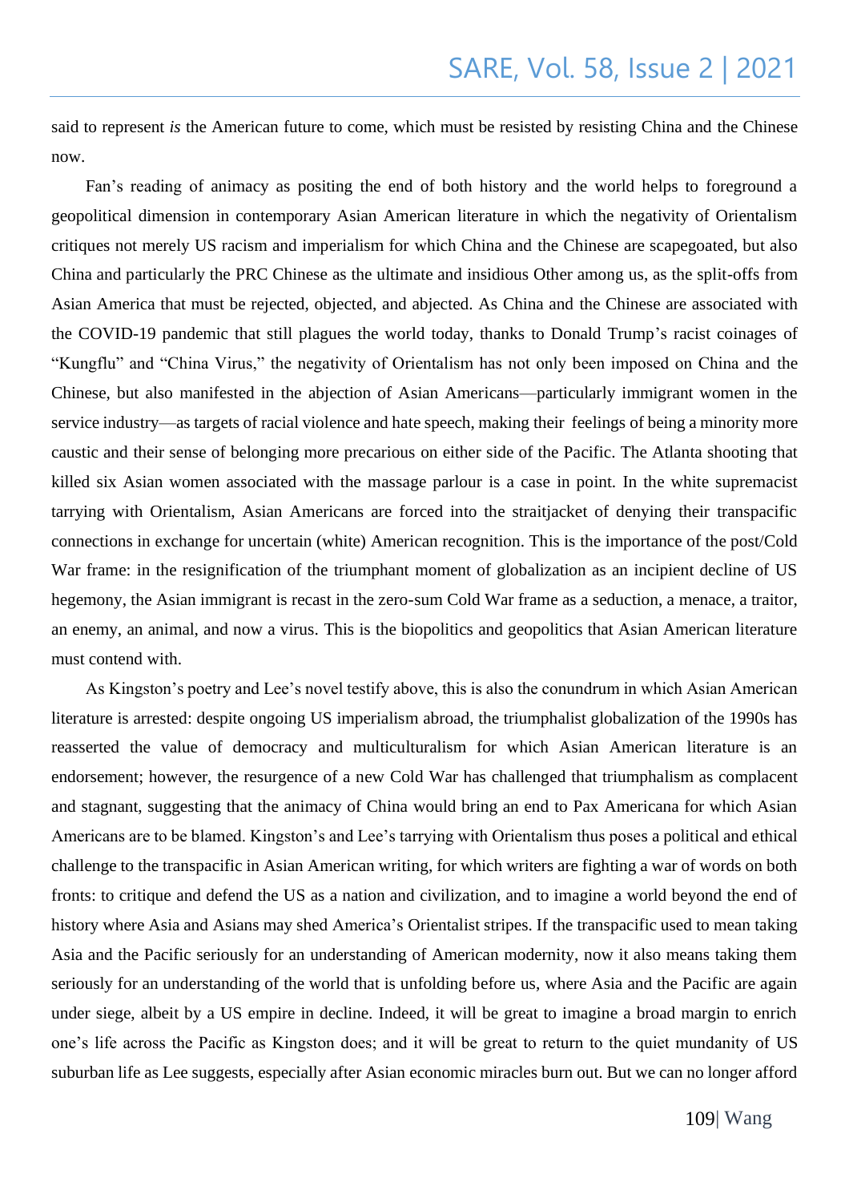said to represent *is* the American future to come, which must be resisted by resisting China and the Chinese now.

Fan's reading of animacy as positing the end of both history and the world helps to foreground a geopolitical dimension in contemporary Asian American literature in which the negativity of Orientalism critiques not merely US racism and imperialism for which China and the Chinese are scapegoated, but also China and particularly the PRC Chinese as the ultimate and insidious Other among us, as the split-offs from Asian America that must be rejected, objected, and abjected. As China and the Chinese are associated with the COVID-19 pandemic that still plagues the world today, thanks to Donald Trump's racist coinages of "Kungflu" and "China Virus," the negativity of Orientalism has not only been imposed on China and the Chinese, but also manifested in the abjection of Asian Americans—particularly immigrant women in the service industry—as targets of racial violence and hate speech, making their feelings of being a minority more caustic and their sense of belonging more precarious on either side of the Pacific. The Atlanta shooting that killed six Asian women associated with the massage parlour is a case in point. In the white supremacist tarrying with Orientalism, Asian Americans are forced into the straitjacket of denying their transpacific connections in exchange for uncertain (white) American recognition. This is the importance of the post/Cold War frame: in the resignification of the triumphant moment of globalization as an incipient decline of US hegemony, the Asian immigrant is recast in the zero-sum Cold War frame as a seduction, a menace, a traitor, an enemy, an animal, and now a virus. This is the biopolitics and geopolitics that Asian American literature must contend with.

As Kingston's poetry and Lee's novel testify above, this is also the conundrum in which Asian American literature is arrested: despite ongoing US imperialism abroad, the triumphalist globalization of the 1990s has reasserted the value of democracy and multiculturalism for which Asian American literature is an endorsement; however, the resurgence of a new Cold War has challenged that triumphalism as complacent and stagnant, suggesting that the animacy of China would bring an end to Pax Americana for which Asian Americans are to be blamed. Kingston's and Lee's tarrying with Orientalism thus poses a political and ethical challenge to the transpacific in Asian American writing, for which writers are fighting a war of words on both fronts: to critique and defend the US as a nation and civilization, and to imagine a world beyond the end of history where Asia and Asians may shed America's Orientalist stripes. If the transpacific used to mean taking Asia and the Pacific seriously for an understanding of American modernity, now it also means taking them seriously for an understanding of the world that is unfolding before us, where Asia and the Pacific are again under siege, albeit by a US empire in decline. Indeed, it will be great to imagine a broad margin to enrich one's life across the Pacific as Kingston does; and it will be great to return to the quiet mundanity of US suburban life as Lee suggests, especially after Asian economic miracles burn out. But we can no longer afford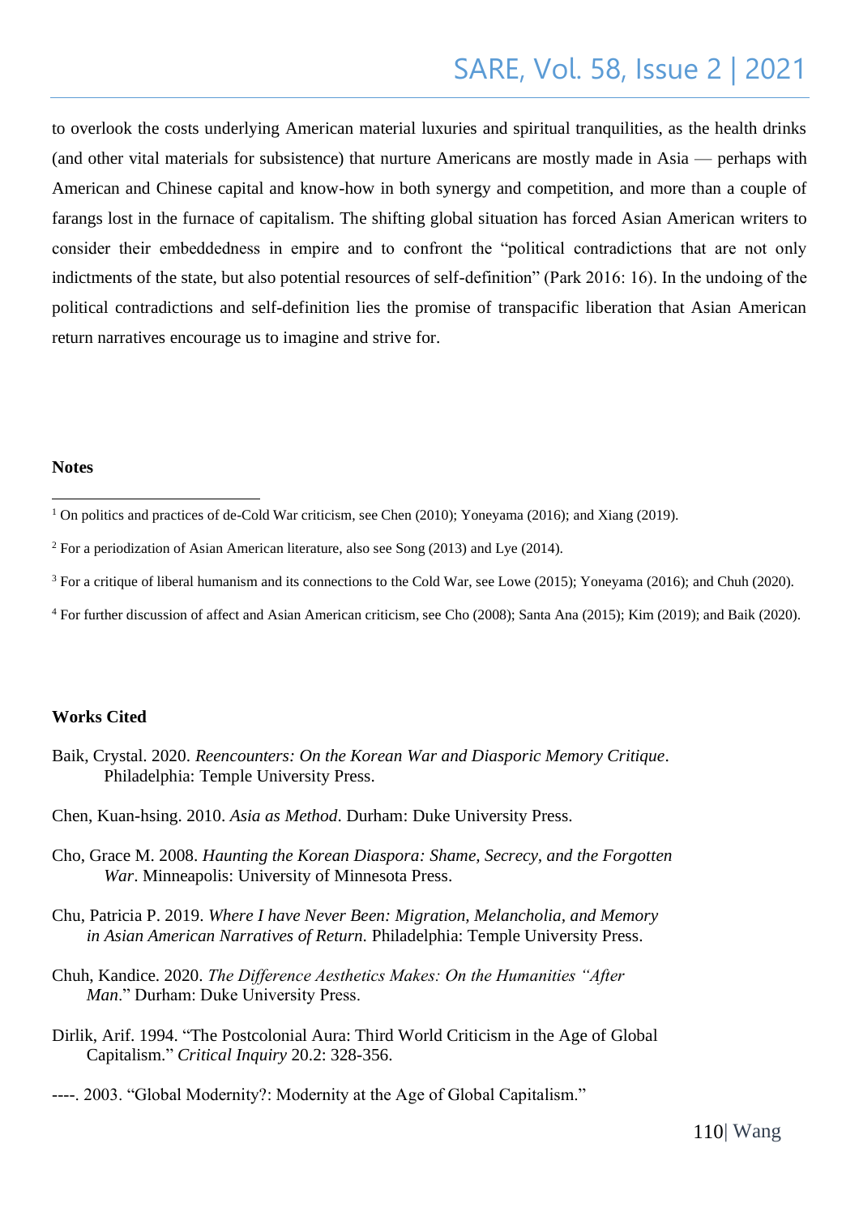to overlook the costs underlying American material luxuries and spiritual tranquilities, as the health drinks (and other vital materials for subsistence) that nurture Americans are mostly made in Asia — perhaps with American and Chinese capital and know-how in both synergy and competition, and more than a couple of farangs lost in the furnace of capitalism. The shifting global situation has forced Asian American writers to consider their embeddedness in empire and to confront the "political contradictions that are not only indictments of the state, but also potential resources of self-definition" (Park 2016: 16). In the undoing of the political contradictions and self-definition lies the promise of transpacific liberation that Asian American return narratives encourage us to imagine and strive for.

**Notes**

[1] On politics and practices of de-Cold War criticism, see Chen (2010); Yoneyama (2016); and Xiang (2019).

[2] For a periodization of Asian American literature, also see Song (2013) and Lye (2014).

[3] For a critique of liberal humanism and its connections to the Cold War, see Lowe (2015); Yoneyama (2016); and Chuh (2020).

[4] For further discussion of affect and Asian American criticism, see Cho (2008); Santa Ana (2015); Kim (2019); and Baik (2020).

**Works Cited**

Baik, Crystal. 2020. *Reencounters: On the Korean War and Diasporic Memory Critique*. Philadelphia: Temple University Press.

Chen, Kuan-hsing. 2010. *Asia as Method*. Durham: Duke University Press.

Cho, Grace M. 2008. *Haunting the Korean Diaspora: Shame, Secrecy, and the Forgotten War*. Minneapolis: University of Minnesota Press.

Chu, Patricia P. 2019. *Where I have Never Been: Migration, Melancholia, and Memory in Asian American Narratives of Return.* Philadelphia: Temple University Press.

Chuh, Kandice. 2020. *The Difference Aesthetics Makes: On the Humanities "After Man*." Durham: Duke University Press.

Dirlik, Arif. 1994. "The Postcolonial Aura: Third World Criticism in the Age of Global Capitalism." *Critical Inquiry* 20.2: 328-356.

----. 2003. "Global Modernity?: Modernity at the Age of Global Capitalism."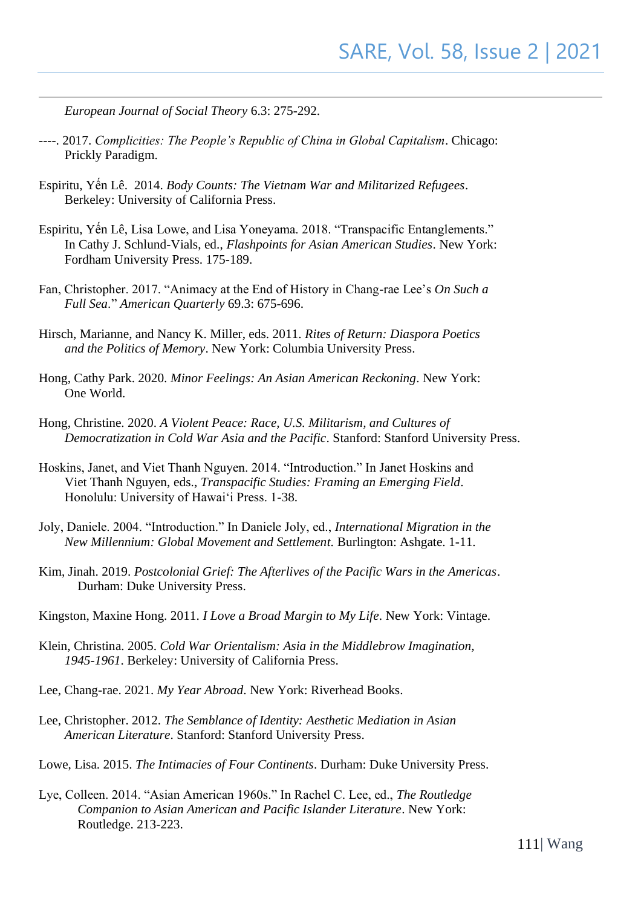*European Journal of Social Theory* 6.3: 275-292.

----. 2017. *Complicities: The People's Republic of China in Global Capitalism*. Chicago: Prickly Paradigm.

Espiritu, Yến Lê. 2014. *Body Counts: The Vietnam War and Militarized Refugees*. Berkeley: University of California Press.

Espiritu, Yến Lê, Lisa Lowe, and Lisa Yoneyama. 2018. "Transpacific Entanglements." In Cathy J. Schlund-Vials, ed., *Flashpoints for Asian American Studies*. New York: Fordham University Press. 175-189.

Fan, Christopher. 2017. "Animacy at the End of History in Chang-rae Lee's *On Such a Full Sea*." *American Quarterly* 69.3: 675-696.

Hirsch, Marianne, and Nancy K. Miller, eds. 2011. *Rites of Return: Diaspora Poetics and the Politics of Memory*. New York: Columbia University Press.

Hong, Cathy Park. 2020. *Minor Feelings: An Asian American Reckoning*. New York: One World.

Hong, Christine. 2020. *A Violent Peace: Race, U.S. Militarism, and Cultures of Democratization in Cold War Asia and the Pacific*. Stanford: Stanford University Press.

Hoskins, Janet, and Viet Thanh Nguyen. 2014. "Introduction." In Janet Hoskins and Viet Thanh Nguyen, eds., *Transpacific Studies: Framing an Emerging Field*. Honolulu: University of Hawai'i Press. 1-38.

Joly, Daniele. 2004. "Introduction." In Daniele Joly, ed., *International Migration in the New Millennium: Global Movement and Settlement*. Burlington: Ashgate. 1-11.

Kim, Jinah. 2019. *Postcolonial Grief: The Afterlives of the Pacific Wars in the Americas*. Durham: Duke University Press.

Kingston, Maxine Hong. 2011. *I Love a Broad Margin to My Life*. New York: Vintage.

Klein, Christina. 2005. *Cold War Orientalism: Asia in the Middlebrow Imagination, 1945-1961*. Berkeley: University of California Press.

Lee, Chang-rae. 2021. *My Year Abroad*. New York: Riverhead Books.

Lee, Christopher. 2012. *The Semblance of Identity: Aesthetic Mediation in Asian American Literature*. Stanford: Stanford University Press.

Lowe, Lisa. 2015. *The Intimacies of Four Continents*. Durham: Duke University Press.

Lye, Colleen. 2014. "Asian American 1960s." In Rachel C. Lee, ed., *The Routledge Companion to Asian American and Pacific Islander Literature*. New York: Routledge. 213-223.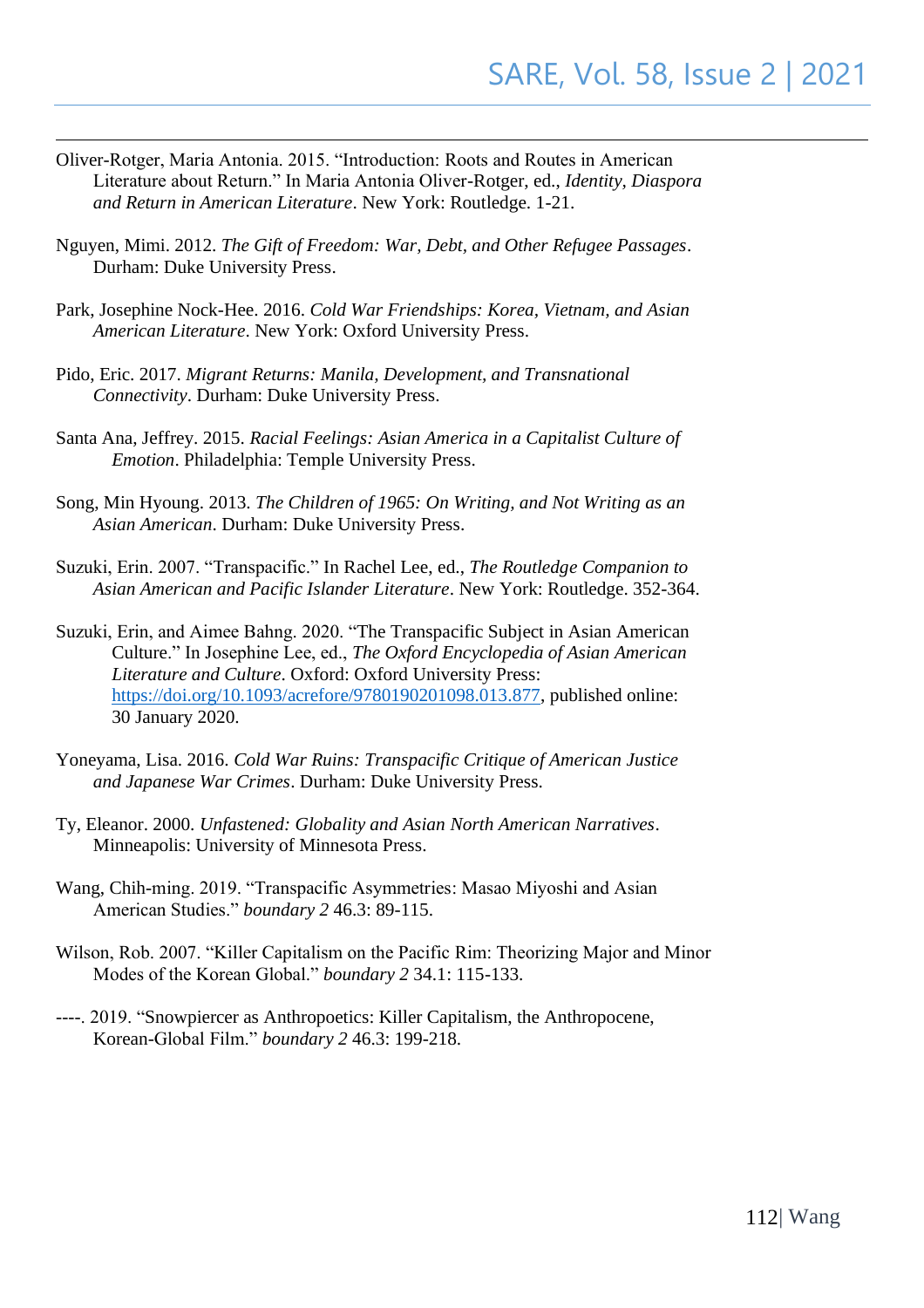Oliver-Rotger, Maria Antonia. 2015. “Introduction: Roots and Routes in American Literature about Return.” In Maria Antonia Oliver-Rotger, ed., *Identity, Diaspora and Return in American Literature*. New York: Routledge. 1-21.

Nguyen, Mimi. 2012. *The Gift of Freedom: War, Debt, and Other Refugee Passages*. Durham: Duke University Press.

Park, Josephine Nock-Hee. 2016. *Cold War Friendships: Korea, Vietnam, and Asian American Literature*. New York: Oxford University Press.

Pido, Eric. 2017. *Migrant Returns: Manila, Development, and Transnational Connectivity*. Durham: Duke University Press.

Santa Ana, Jeffrey. 2015. *Racial Feelings: Asian America in a Capitalist Culture of Emotion*. Philadelphia: Temple University Press.

Song, Min Hyoung. 2013. *The Children of 1965: On Writing, and Not Writing as an Asian American*. Durham: Duke University Press.

Suzuki, Erin. 2007. “Transpacific.” In Rachel Lee, ed., *The Routledge Companion to Asian American and Pacific Islander Literature*. New York: Routledge. 352-364.

Suzuki, Erin, and Aimee Bahng. 2020. “The Transpacific Subject in Asian American Culture.” In Josephine Lee, ed., *The Oxford Encyclopedia of Asian American Literature and Culture*. Oxford: Oxford University Press: https://doi.org/10.1093/acrefore/9780190201098.013.877, published online: 30 January 2020.

Yoneyama, Lisa. 2016. *Cold War Ruins: Transpacific Critique of American Justice and Japanese War Crimes*. Durham: Duke University Press.

Ty, Eleanor. 2000. *Unfastened: Globality and Asian North American Narratives*. Minneapolis: University of Minnesota Press.

Wang, Chih-ming. 2019. “Transpacific Asymmetries: Masao Miyoshi and Asian American Studies.” *boundary 2* 46.3: 89-115.

Wilson, Rob. 2007. “Killer Capitalism on the Pacific Rim: Theorizing Major and Minor Modes of the Korean Global.” *boundary 2* 34.1: 115-133.

----. 2019. “Snowpiercer as Anthropoetics: Killer Capitalism, the Anthropocene, Korean-Global Film.” *boundary 2* 46.3: 199-218.